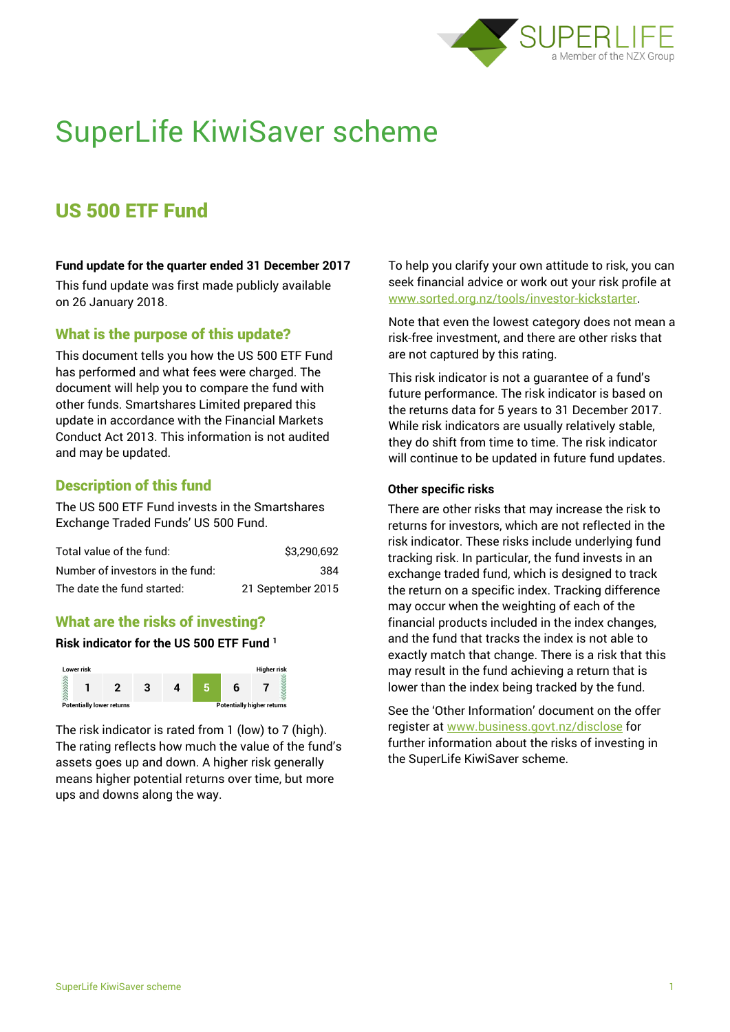# SuperLife KiwiSaver scheme

## US 500 ETF Fund

**Fund update for the quarter ended 31 December 2017**

This fund update was first made publicly available on 26 January 2018.

### What is the purpose of this update?

This document tells you how the US 500 ETF Fund has performed and what fees were charged. The document will help you to compare the fund with other funds. Smartshares Limited prepared this update in accordance with the Financial Markets Conduct Act 2013. This information is not audited and may be updated.

### Description of this fund

The US 500 ETF Fund invests in the Smartshares Exchange Traded Funds' US 500 Fund.

| | |
|---|---|
| Total value of the fund: | $3,290,692 |
| Number of investors in the fund: | 384 |
| The date the fund started: | 21 September 2015 |

### What are the risks of investing?

**Risk indicator for the US 500 ETF Fund** [1]

| Lower risk | | | | | | Higher risk |
|---|---|---|---|---|---|---|
| 1 | 2 | 3 | 4 | **5** | 6 | 7 |
| Potentially lower returns | | | | | | Potentially higher returns |

The risk indicator is rated from 1 (low) to 7 (high). The rating reflects how much the value of the fund's assets goes up and down. A higher risk generally means higher potential returns over time, but more ups and downs along the way.

To help you clarify your own attitude to risk, you can seek financial advice or work out your risk profile at www.sorted.org.nz/tools/investor-kickstarter.

Note that even the lowest category does not mean a risk-free investment, and there are other risks that are not captured by this rating.

This risk indicator is not a guarantee of a fund's future performance. The risk indicator is based on the returns data for 5 years to 31 December 2017. While risk indicators are usually relatively stable, they do shift from time to time. The risk indicator will continue to be updated in future fund updates.

**Other specific risks**

There are other risks that may increase the risk to returns for investors, which are not reflected in the risk indicator. These risks include underlying fund tracking risk. In particular, the fund invests in an exchange traded fund, which is designed to track the return on a specific index. Tracking difference may occur when the weighting of each of the financial products included in the index changes, and the fund that tracks the index is not able to exactly match that change. There is a risk that this may result in the fund achieving a return that is lower than the index being tracked by the fund.

See the 'Other Information' document on the offer register at www.business.govt.nz/disclose for further information about the risks of investing in the SuperLife KiwiSaver scheme.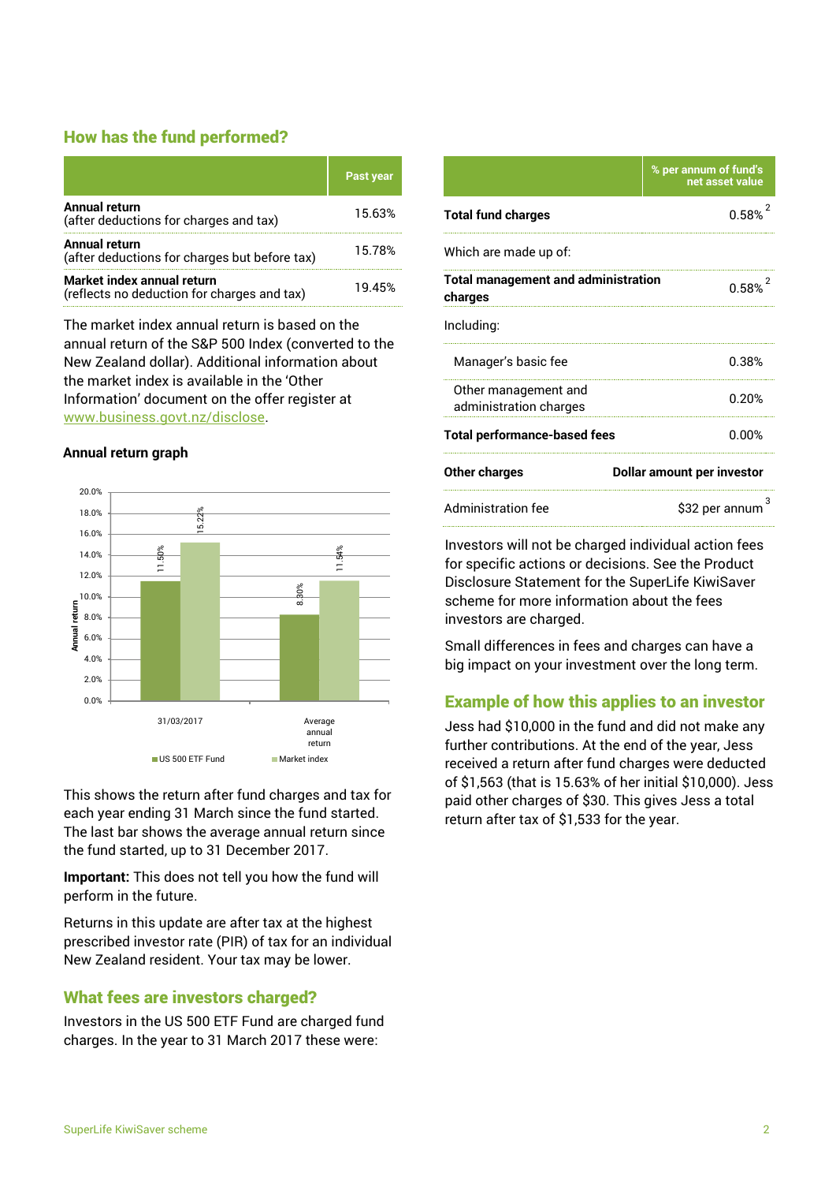## How has the fund performed?

| | Past year |
|---|---|
| **Annual return** (after deductions for charges and tax) | 15.63% |
| **Annual return** (after deductions for charges but before tax) | 15.78% |
| **Market index annual return** (reflects no deduction for charges and tax) | 19.45% |

The market index annual return is based on the annual return of the S&P 500 Index (converted to the New Zealand dollar). Additional information about the market index is available in the 'Other Information' document on the offer register at www.business.govt.nz/disclose.

### Annual return graph

| | US 500 ETF Fund | Market index |
|---|---|---|
| 31/03/2017 | 11.50% | 15.22% |
| Average annual return | 8.30% | 11.54% |

This shows the return after fund charges and tax for each year ending 31 March since the fund started. The last bar shows the average annual return since the fund started, up to 31 December 2017.

**Important:** This does not tell you how the fund will perform in the future.

Returns in this update are after tax at the highest prescribed investor rate (PIR) of tax for an individual New Zealand resident. Your tax may be lower.

## What fees are investors charged?

Investors in the US 500 ETF Fund are charged fund charges. In the year to 31 March 2017 these were:

| | % per annum of fund's net asset value |
|---|---|
| **Total fund charges** | 0.58% [2] |
| Which are made up of: | |
| **Total management and administration charges** | 0.58% [2] |
| Including: | |
| Manager's basic fee | 0.38% |
| Other management and administration charges | 0.20% |
| **Total performance-based fees** | 0.00% |
| **Other charges** | **Dollar amount per investor** |
| Administration fee | $32 per annum [3] |

Investors will not be charged individual action fees for specific actions or decisions. See the Product Disclosure Statement for the SuperLife KiwiSaver scheme for more information about the fees investors are charged.

Small differences in fees and charges can have a big impact on your investment over the long term.

## Example of how this applies to an investor

Jess had $10,000 in the fund and did not make any further contributions. At the end of the year, Jess received a return after fund charges were deducted of $1,563 (that is 15.63% of her initial $10,000). Jess paid other charges of $30. This gives Jess a total return after tax of $1,533 for the year.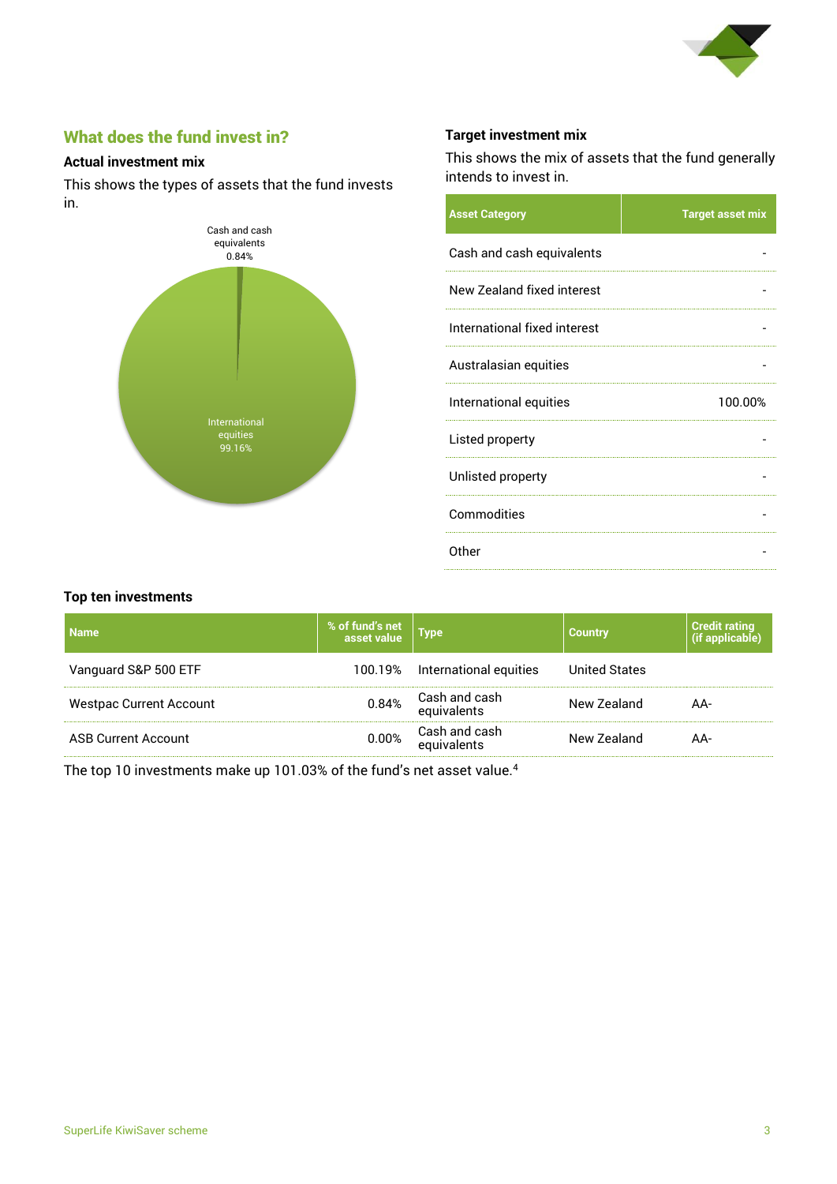## What does the fund invest in?

### Actual investment mix

This shows the types of assets that the fund invests in.

Cash and cash equivalents 0.84%

International equities 99.16%

### Target investment mix

This shows the mix of assets that the fund generally intends to invest in.

| Asset Category | Target asset mix |
|---|---|
| Cash and cash equivalents | - |
| New Zealand fixed interest | - |
| International fixed interest | - |
| Australasian equities | - |
| International equities | 100.00% |
| Listed property | - |
| Unlisted property | - |
| Commodities | - |
| Other | - |

### Top ten investments

| Name | % of fund's net asset value | Type | Country | Credit rating (if applicable) |
|---|---|---|---|---|
| Vanguard S&P 500 ETF | 100.19% | International equities | United States | |
| Westpac Current Account | 0.84% | Cash and cash equivalents | New Zealand | AA- |
| ASB Current Account | 0.00% | Cash and cash equivalents | New Zealand | AA- |

The top 10 investments make up 101.03% of the fund's net asset value.[4]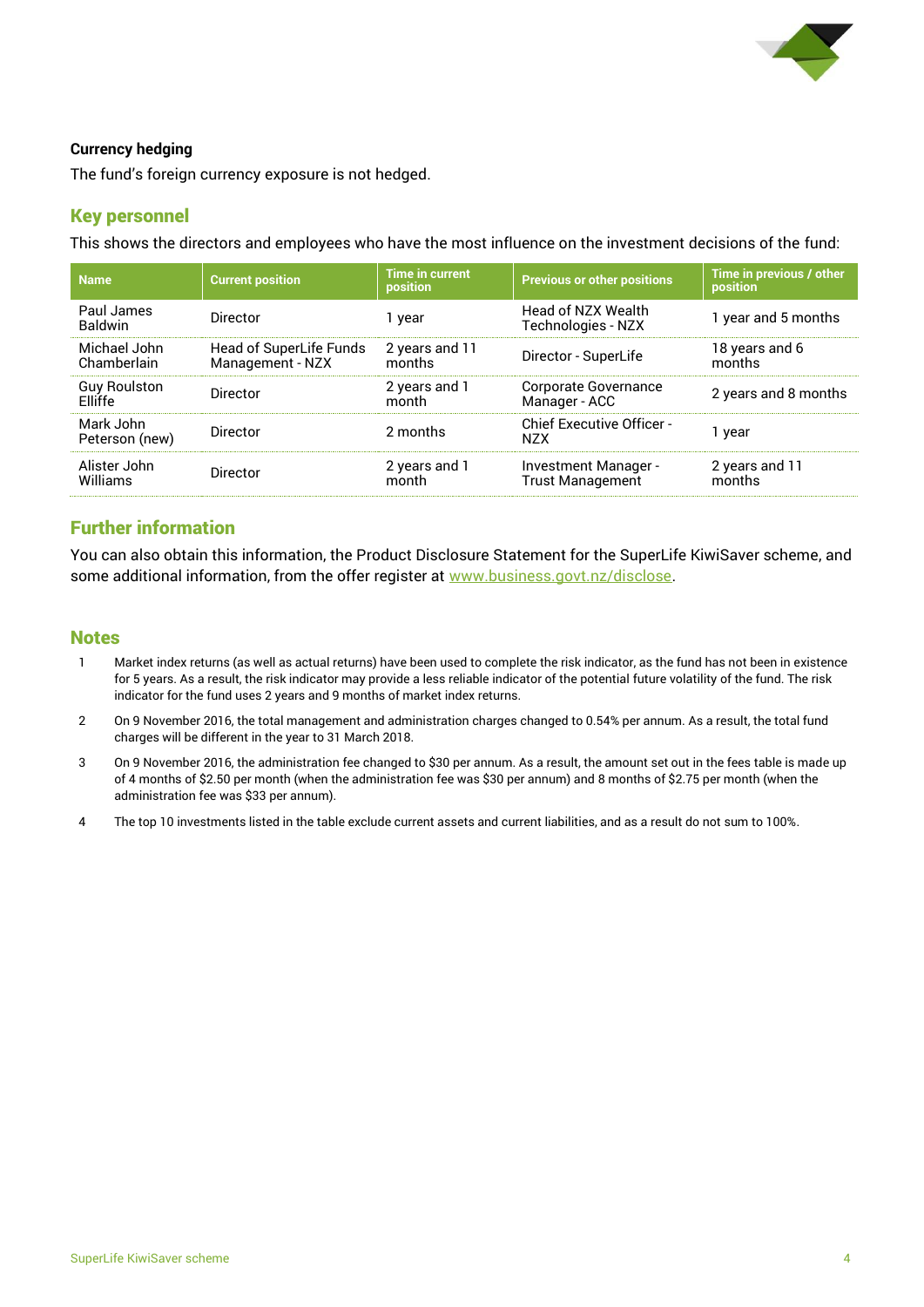**Currency hedging**

The fund's foreign currency exposure is not hedged.

## Key personnel

This shows the directors and employees who have the most influence on the investment decisions of the fund:

| Name | Current position | Time in current position | Previous or other positions | Time in previous / other position |
|---|---|---|---|---|
| Paul James Baldwin | Director | 1 year | Head of NZX Wealth Technologies - NZX | 1 year and 5 months |
| Michael John Chamberlain | Head of SuperLife Funds Management - NZX | 2 years and 11 months | Director - SuperLife | 18 years and 6 months |
| Guy Roulston Elliffe | Director | 2 years and 1 month | Corporate Governance Manager - ACC | 2 years and 8 months |
| Mark John Peterson (new) | Director | 2 months | Chief Executive Officer - NZX | 1 year |
| Alister John Williams | Director | 2 years and 1 month | Investment Manager - Trust Management | 2 years and 11 months |

## Further information

You can also obtain this information, the Product Disclosure Statement for the SuperLife KiwiSaver scheme, and some additional information, from the offer register at www.business.govt.nz/disclose.

## Notes

1. Market index returns (as well as actual returns) have been used to complete the risk indicator, as the fund has not been in existence for 5 years. As a result, the risk indicator may provide a less reliable indicator of the potential future volatility of the fund. The risk indicator for the fund uses 2 years and 9 months of market index returns.
2. On 9 November 2016, the total management and administration charges changed to 0.54% per annum. As a result, the total fund charges will be different in the year to 31 March 2018.
3. On 9 November 2016, the administration fee changed to $30 per annum. As a result, the amount set out in the fees table is made up of 4 months of $2.50 per month (when the administration fee was $30 per annum) and 8 months of $2.75 per month (when the administration fee was $33 per annum).
4. The top 10 investments listed in the table exclude current assets and current liabilities, and as a result do not sum to 100%.